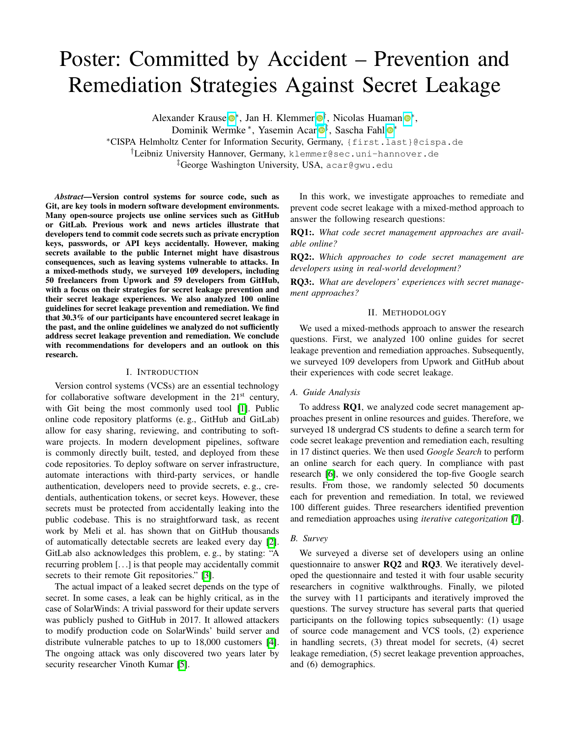# Poster: Committed by Accident – Prevention and Remediation Strategies Against Secret Leakage

Alexander Krause*, Jan H. Klemmer†, Nicolas Huaman*,
Dominik Wermke*, Yasemin Acar‡, Sascha Fahl*

*CISPA Helmholtz Center for Information Security, Germany, {first.last}@cispa.de
†Leibniz University Hannover, Germany, klemmer@sec.uni-hannover.de
‡George Washington University, USA, acar@gwu.edu

***Abstract*—Version control systems for source code, such as Git, are key tools in modern software development environments. Many open-source projects use online services such as GitHub or GitLab. Previous work and news articles illustrate that developers tend to commit code secrets such as private encryption keys, passwords, or API keys accidentally. However, making secrets available to the public Internet might have disastrous consequences, such as leaving systems vulnerable to attacks. In a mixed-methods study, we surveyed 109 developers, including 50 freelancers from Upwork and 59 developers from GitHub, with a focus on their strategies for secret leakage prevention and their secret leakage experiences. We also analyzed 100 online guidelines for secret leakage prevention and remediation. We find that 30.3% of our participants have encountered secret leakage in the past, and the online guidelines we analyzed do not sufficiently address secret leakage prevention and remediation. We conclude with recommendations for developers and an outlook on this research.**

## I. Introduction

Version control systems (VCSs) are an essential technology for collaborative software development in the 21st century, with Git being the most commonly used tool [1]. Public online code repository platforms (e. g., GitHub and GitLab) allow for easy sharing, reviewing, and contributing to software projects. In modern development pipelines, software is commonly directly built, tested, and deployed from these code repositories. To deploy software on server infrastructure, automate interactions with third-party services, or handle authentication, developers need to provide secrets, e. g., credentials, authentication tokens, or secret keys. However, these secrets must be protected from accidentally leaking into the public codebase. This is no straightforward task, as recent work by Meli et al. has shown that on GitHub thousands of automatically detectable secrets are leaked every day [2]. GitLab also acknowledges this problem, e. g., by stating: "A recurring problem [...] is that people may accidentally commit secrets to their remote Git repositories." [3].

The actual impact of a leaked secret depends on the type of secret. In some cases, a leak can be highly critical, as in the case of SolarWinds: A trivial password for their update servers was publicly pushed to GitHub in 2017. It allowed attackers to modify production code on SolarWinds' build server and distribute vulnerable patches to up to 18,000 customers [4]. The ongoing attack was only discovered two years later by security researcher Vinoth Kumar [5].

In this work, we investigate approaches to remediate and prevent code secret leakage with a mixed-method approach to answer the following research questions:

**RQ1:.** *What code secret management approaches are available online?*

**RQ2:.** *Which approaches to code secret management are developers using in real-world development?*

**RQ3:.** *What are developers' experiences with secret management approaches?*

## II. Methodology

We used a mixed-methods approach to answer the research questions. First, we analyzed 100 online guides for secret leakage prevention and remediation approaches. Subsequently, we surveyed 109 developers from Upwork and GitHub about their experiences with code secret leakage.

### A. Guide Analysis

To address **RQ1**, we analyzed code secret management approaches present in online resources and guides. Therefore, we surveyed 18 undergrad CS students to define a search term for code secret leakage prevention and remediation each, resulting in 17 distinct queries. We then used *Google Search* to perform an online search for each query. In compliance with past research [6], we only considered the top-five Google search results. From those, we randomly selected 50 documents each for prevention and remediation. In total, we reviewed 100 different guides. Three researchers identified prevention and remediation approaches using *iterative categorization* [7].

### B. Survey

We surveyed a diverse set of developers using an online questionnaire to answer **RQ2** and **RQ3**. We iteratively developed the questionnaire and tested it with four usable security researchers in cognitive walkthroughs. Finally, we piloted the survey with 11 participants and iteratively improved the questions. The survey structure has several parts that queried participants on the following topics subsequently: (1) usage of source code management and VCS tools, (2) experience in handling secrets, (3) threat model for secrets, (4) secret leakage remediation, (5) secret leakage prevention approaches, and (6) demographics.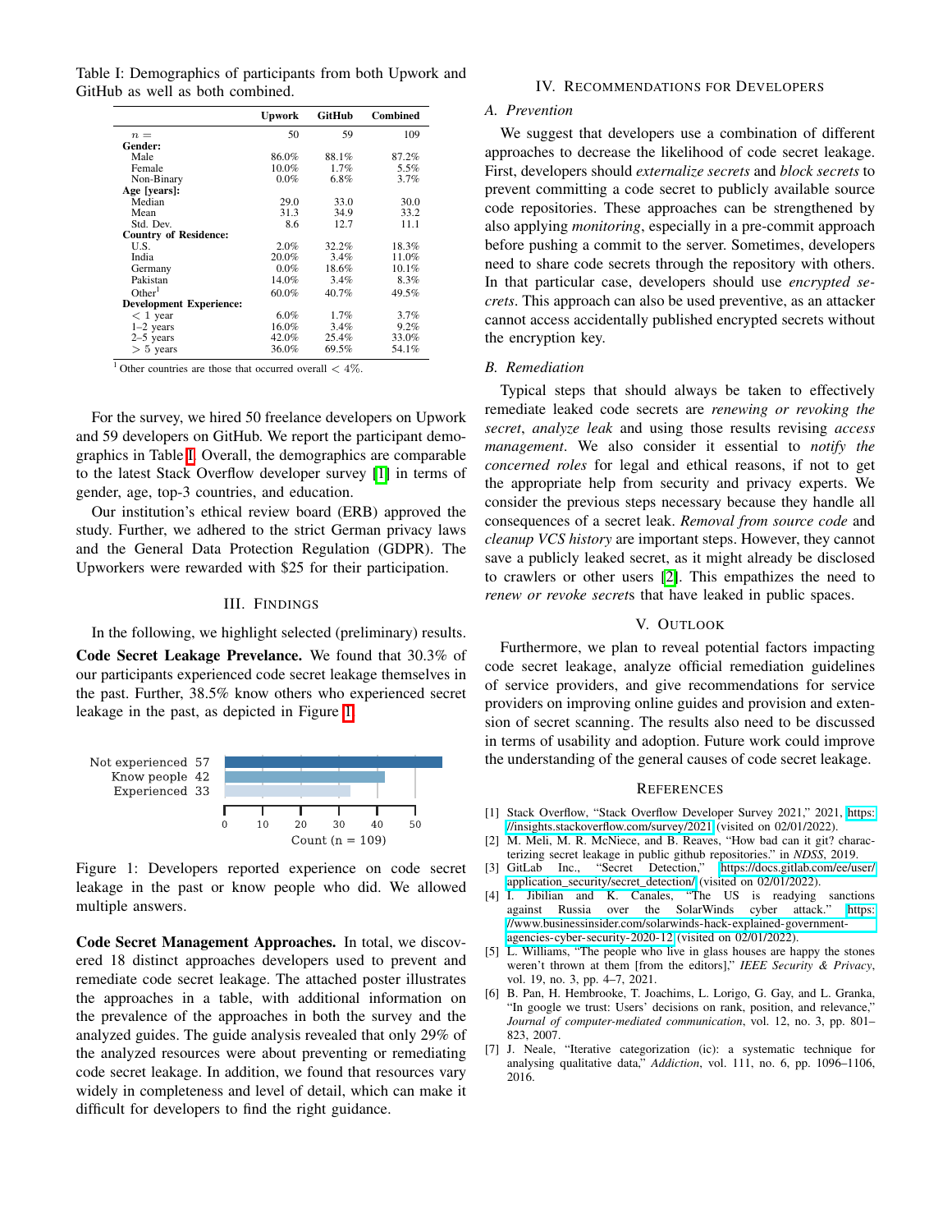Table I: Demographics of participants from both Upwork and GitHub as well as both combined.

| | Upwork | GitHub | Combined |
|---|---|---|---|
| $n =$ | 50 | 59 | 109 |
| **Gender:** | | | |
| Male | 86.0% | 88.1% | 87.2% |
| Female | 10.0% | 1.7% | 5.5% |
| Non-Binary | 0.0% | 6.8% | 3.7% |
| **Age [years]:** | | | |
| Median | 29.0 | 33.0 | 30.0 |
| Mean | 31.3 | 34.9 | 33.2 |
| Std. Dev. | 8.6 | 12.7 | 11.1 |
| **Country of Residence:** | | | |
| U.S. | 2.0% | 32.2% | 18.3% |
| India | 20.0% | 3.4% | 11.0% |
| Germany | 0.0% | 18.6% | 10.1% |
| Pakistan | 14.0% | 3.4% | 8.3% |
| Other[1] | 60.0% | 40.7% | 49.5% |
| **Development Experience:** | | | |
| $< 1$ year | 6.0% | 1.7% | 3.7% |
| 1–2 years | 16.0% | 3.4% | 9.2% |
| 2–5 years | 42.0% | 25.4% | 33.0% |
| $> 5$ years | 36.0% | 69.5% | 54.1% |

[1] Other countries are those that occurred overall $< 4\%$.

For the survey, we hired 50 freelance developers on Upwork and 59 developers on GitHub. We report the participant demographics in Table I. Overall, the demographics are comparable to the latest Stack Overflow developer survey [1] in terms of gender, age, top-3 countries, and education.

Our institution's ethical review board (ERB) approved the study. Further, we adhered to the strict German privacy laws and the General Data Protection Regulation (GDPR). The Upworkers were rewarded with $25 for their participation.

## III. Findings

In the following, we highlight selected (preliminary) results.

**Code Secret Leakage Prevalence.** We found that 30.3% of our participants experienced code secret leakage themselves in the past. Further, 38.5% know others who experienced secret leakage in the past, as depicted in Figure 1.

Not experienced 57
Know people 42
Experienced 33
0 10 20 30 40 50
Count (n = 109)

Figure 1: Developers reported experience on code secret leakage in the past or know people who did. We allowed multiple answers.

**Code Secret Management Approaches.** In total, we discovered 18 distinct approaches developers used to prevent and remediate code secret leakage. The attached poster illustrates the approaches in a table, with additional information on the prevalence of the approaches in both the survey and the analyzed guides. The guide analysis revealed that only 29% of the analyzed resources were about preventing or remediating code secret leakage. In addition, we found that resources vary widely in completeness and level of detail, which can make it difficult for developers to find the right guidance.

## IV. Recommendations for Developers

### A. Prevention

We suggest that developers use a combination of different approaches to decrease the likelihood of code secret leakage. First, developers should *externalize secrets* and *block secrets* to prevent committing a code secret to publicly available source code repositories. These approaches can be strengthened by also applying *monitoring*, especially in a pre-commit approach before pushing a commit to the server. Sometimes, developers need to share code secrets through the repository with others. In that particular case, developers should use *encrypted secrets*. This approach can also be used preventive, as an attacker cannot access accidentally published encrypted secrets without the encryption key.

### B. Remediation

Typical steps that should always be taken to effectively remediate leaked code secrets are *renewing or revoking the secret*, *analyze leak* and using those results revising *access management*. We also consider it essential to *notify the concerned roles* for legal and ethical reasons, if not to get the appropriate help from security and privacy experts. We consider the previous steps necessary because they handle all consequences of a secret leak. *Removal from source code* and *cleanup VCS history* are important steps. However, they cannot save a publicly leaked secret, as it might already be disclosed to crawlers or other users [2]. This empathizes the need to *renew or revoke secret*s that have leaked in public spaces.

## V. Outlook

Furthermore, we plan to reveal potential factors impacting code secret leakage, analyze official remediation guidelines of service providers, and give recommendations for service providers on improving online guides and provision and extension of secret scanning. The results also need to be discussed in terms of usability and adoption. Future work could improve the understanding of the general causes of code secret leakage.

## References

[1] Stack Overflow, "Stack Overflow Developer Survey 2021," 2021, https://insights.stackoverflow.com/survey/2021 (visited on 02/01/2022).

[2] M. Meli, M. R. McNiece, and B. Reaves, "How bad can it git? characterizing secret leakage in public github repositories." in *NDSS*, 2019.

[3] GitLab Inc., "Secret Detection," https://docs.gitlab.com/ee/user/application_security/secret_detection/ (visited on 02/01/2022).

[4] I. Jibilian and K. Canales, "The US is readying sanctions against Russia over the SolarWinds cyber attack." https://www.businessinsider.com/solarwinds-hack-explained-government-agencies-cyber-security-2020-12 (visited on 02/01/2022).

[5] L. Williams, "The people who live in glass houses are happy the stones weren't thrown at them [from the editors]," *IEEE Security & Privacy*, vol. 19, no. 3, pp. 4–7, 2021.

[6] B. Pan, H. Hembrooke, T. Joachims, L. Lorigo, G. Gay, and L. Granka, "In google we trust: Users' decisions on rank, position, and relevance," *Journal of computer-mediated communication*, vol. 12, no. 3, pp. 801–823, 2007.

[7] J. Neale, "Iterative categorization (ic): a systematic technique for analysing qualitative data," *Addiction*, vol. 111, no. 6, pp. 1096–1106, 2016.